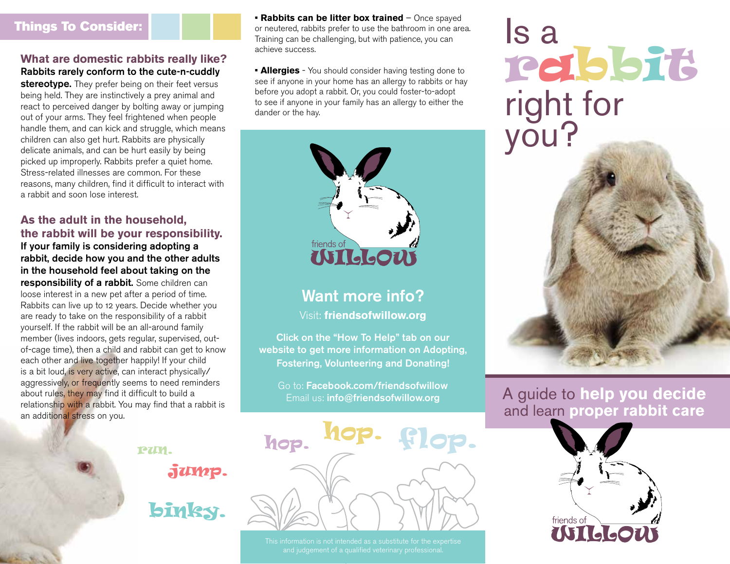## Things To Consider:

### What are domestic rabbits really like?

**Rabbits rarely conform to the cute-n-cuddly stereotype.** They prefer being on their feet versus being held. They are instinctively a prey animal and react to perceived danger by bolting away or jumping out of your arms. They feel frightened when people handle them, and can kick and struggle, which means children can also get hurt. Rabbits are physically delicate animals, and can be hurt easily by being picked up improperly. Rabbits prefer a quiet home. Stress-related illnesses are common. For these reasons, many children, find it difficult to interact with a rabbit and soon lose interest.

### As the adult in the household, the rabbit will be your responsibility.

**If your family is considering adopting a rabbit, decide how you and the other adults in the household feel about taking on the responsibility of a rabbit.** Some children can loose interest in a new pet after a period of time. Rabbits can live up to 12 years. Decide whether you are ready to take on the responsibility of a rabbit yourself. If the rabbit will be an all-around family member (lives indoors, gets regular, supervised, out-of-cage time), then a child and rabbit can get to know each other and live together happily! If your child is a bit loud, is very active, can interact physically/aggressively, or frequently seems to need reminders about rules, they may find it difficult to build a relationship with a rabbit. You may find that a rabbit is an additional stress on you.

run. jump. binky.

- **Rabbits can be litter box trained** – Once spayed or neutered, rabbits prefer to use the bathroom in one area. Training can be challenging, but with patience, you can achieve success.
- **Allergies** - You should consider having testing done to see if anyone in your home has an allergy to rabbits or hay before you adopt a rabbit. Or, you could foster-to-adopt to see if anyone in your family has an allergy to either the dander or the hay.

friends of WILLOW

### Want more info?

Visit: **friendsofwillow.org**

**Click on the "How To Help" tab on our website to get more information on Adopting, Fostering, Volunteering and Donating!**

Go to: **Facebook.com/friendsofwillow**
Email us: **info@friendsofwillow.org**

hop. hop. flop.

This information is not intended as a substitute for the expertise and judgement of a qualified veterinary professional.

# Is a rabbit right for you?

A guide to **help you decide** and learn **proper rabbit care**

friends of WILLOW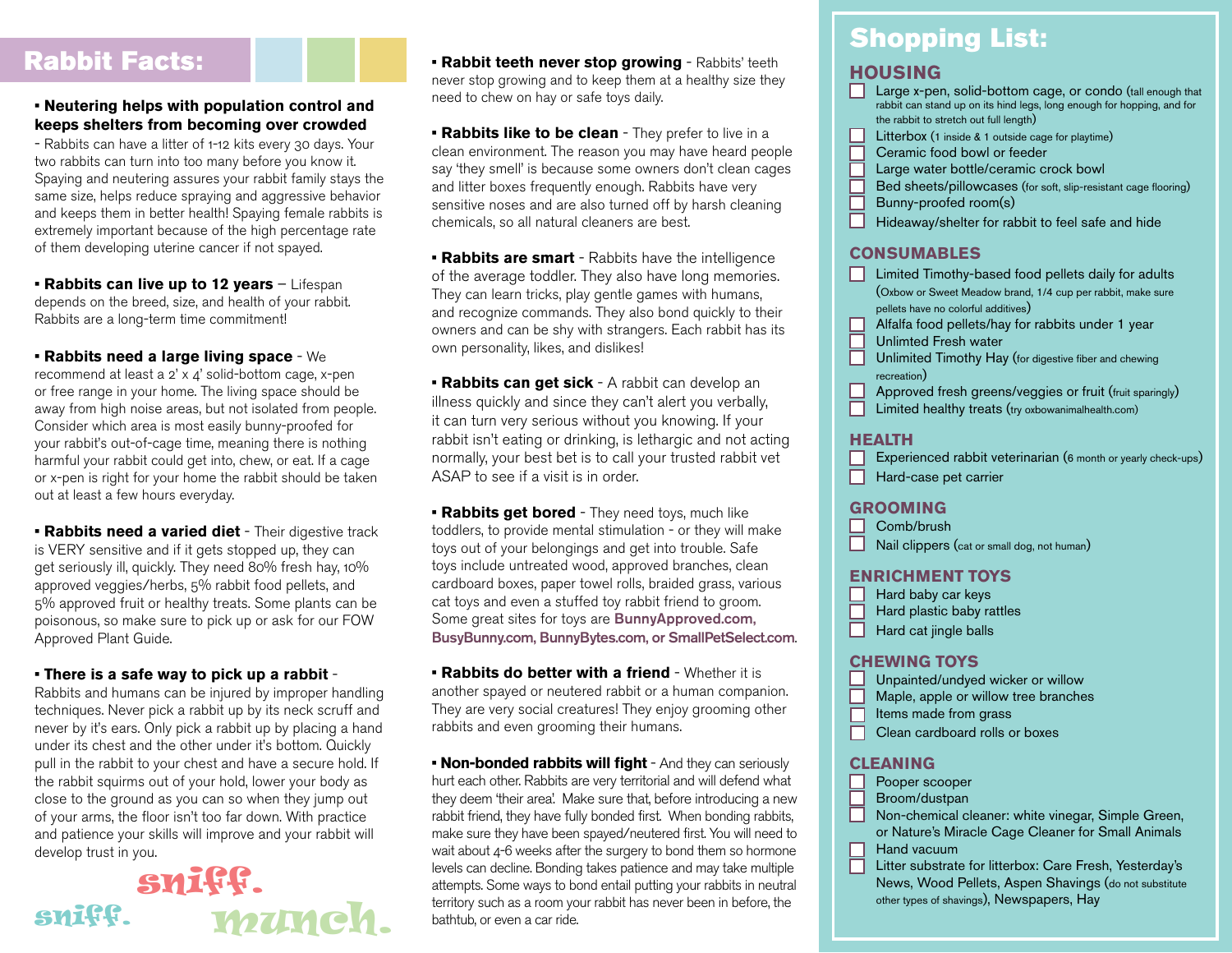# Rabbit Facts:

**▪ Neutering helps with population control and keeps shelters from becoming over crowded** - Rabbits can have a litter of 1-12 kits every 30 days. Your two rabbits can turn into too many before you know it. Spaying and neutering assures your rabbit family stays the same size, helps reduce spraying and aggressive behavior and keeps them in better health! Spaying female rabbits is extremely important because of the high percentage rate of them developing uterine cancer if not spayed.

**▪ Rabbits can live up to 12 years** – Lifespan depends on the breed, size, and health of your rabbit. Rabbits are a long-term time commitment!

**▪ Rabbits need a large living space** - We recommend at least a 2' x 4' solid-bottom cage, x-pen or free range in your home. The living space should be away from high noise areas, but not isolated from people. Consider which area is most easily bunny-proofed for your rabbit's out-of-cage time, meaning there is nothing harmful your rabbit could get into, chew, or eat. If a cage or x-pen is right for your home the rabbit should be taken out at least a few hours everyday.

**▪ Rabbits need a varied diet** - Their digestive track is VERY sensitive and if it gets stopped up, they can get seriously ill, quickly. They need 80% fresh hay, 10% approved veggies/herbs, 5% rabbit food pellets, and 5% approved fruit or healthy treats. Some plants can be poisonous, so make sure to pick up or ask for our FOW Approved Plant Guide.

**▪ There is a safe way to pick up a rabbit** - Rabbits and humans can be injured by improper handling techniques. Never pick a rabbit up by its neck scruff and never by it's ears. Only pick a rabbit up by placing a hand under its chest and the other under it's bottom. Quickly pull in the rabbit to your chest and have a secure hold. If the rabbit squirms out of your hold, lower your body as close to the ground as you can so when they jump out of your arms, the floor isn't too far down. With practice and patience your skills will improve and your rabbit will develop trust in you.

sniff. sniff. munch.

**▪ Rabbit teeth never stop growing** - Rabbits' teeth never stop growing and to keep them at a healthy size they need to chew on hay or safe toys daily.

**▪ Rabbits like to be clean** - They prefer to live in a clean environment. The reason you may have heard people say 'they smell' is because some owners don't clean cages and litter boxes frequently enough. Rabbits have very sensitive noses and are also turned off by harsh cleaning chemicals, so all natural cleaners are best.

**▪ Rabbits are smart** - Rabbits have the intelligence of the average toddler. They also have long memories. They can learn tricks, play gentle games with humans, and recognize commands. They also bond quickly to their owners and can be shy with strangers. Each rabbit has its own personality, likes, and dislikes!

**▪ Rabbits can get sick** - A rabbit can develop an illness quickly and since they can't alert you verbally, it can turn very serious without you knowing. If your rabbit isn't eating or drinking, is lethargic and not acting normally, your best bet is to call your trusted rabbit vet ASAP to see if a visit is in order.

**▪ Rabbits get bored** - They need toys, much like toddlers, to provide mental stimulation - or they will make toys out of your belongings and get into trouble. Safe toys include untreated wood, approved branches, clean cardboard boxes, paper towel rolls, braided grass, various cat toys and even a stuffed toy rabbit friend to groom. Some great sites for toys are **BunnyApproved.com, BusyBunny.com, BunnyBytes.com, or SmallPetSelect.com**.

**▪ Rabbits do better with a friend** - Whether it is another spayed or neutered rabbit or a human companion. They are very social creatures! They enjoy grooming other rabbits and even grooming their humans.

**▪ Non-bonded rabbits will fight** - And they can seriously hurt each other. Rabbits are very territorial and will defend what they deem 'their area'. Make sure that, before introducing a new rabbit friend, they have fully bonded first. When bonding rabbits, make sure they have been spayed/neutered first. You will need to wait about 4-6 weeks after the surgery to bond them so hormone levels can decline. Bonding takes patience and may take multiple attempts. Some ways to bond entail putting your rabbits in neutral territory such as a room your rabbit has never been in before, the bathtub, or even a car ride.

# Shopping List:

## HOUSING
- ☐ Large x-pen, solid-bottom cage, or condo (tall enough that rabbit can stand up on its hind legs, long enough for hopping, and for the rabbit to stretch out full length)
- ☐ Litterbox (1 inside & 1 outside cage for playtime)
- ☐ Ceramic food bowl or feeder
- ☐ Large water bottle/ceramic crock bowl
- ☐ Bed sheets/pillowcases (for soft, slip-resistant cage flooring)
- ☐ Bunny-proofed room(s)
- ☐ Hideaway/shelter for rabbit to feel safe and hide

## CONSUMABLES
- ☐ Limited Timothy-based food pellets daily for adults (Oxbow or Sweet Meadow brand, 1/4 cup per rabbit, make sure pellets have no colorful additives)
- ☐ Alfalfa food pellets/hay for rabbits under 1 year
- ☐ Unlimted Fresh water
- ☐ Unlimited Timothy Hay (for digestive fiber and chewing recreation)
- ☐ Approved fresh greens/veggies or fruit (fruit sparingly)
- ☐ Limited healthy treats (try oxbowanimalhealth.com)

## HEALTH
- ☐ Experienced rabbit veterinarian (6 month or yearly check-ups)
- ☐ Hard-case pet carrier

## GROOMING
- ☐ Comb/brush
- ☐ Nail clippers (cat or small dog, not human)

## ENRICHMENT TOYS
- ☐ Hard baby car keys
- ☐ Hard plastic baby rattles
- ☐ Hard cat jingle balls

## CHEWING TOYS
- ☐ Unpainted/undyed wicker or willow
- ☐ Maple, apple or willow tree branches
- ☐ Items made from grass
- ☐ Clean cardboard rolls or boxes

## CLEANING
- ☐ Pooper scooper
- ☐ Broom/dustpan
- ☐ Non-chemical cleaner: white vinegar, Simple Green, or Nature's Miracle Cage Cleaner for Small Animals
- ☐ Hand vacuum
- ☐ Litter substrate for litterbox: Care Fresh, Yesterday's News, Wood Pellets, Aspen Shavings (do not substitute other types of shavings), Newspapers, Hay